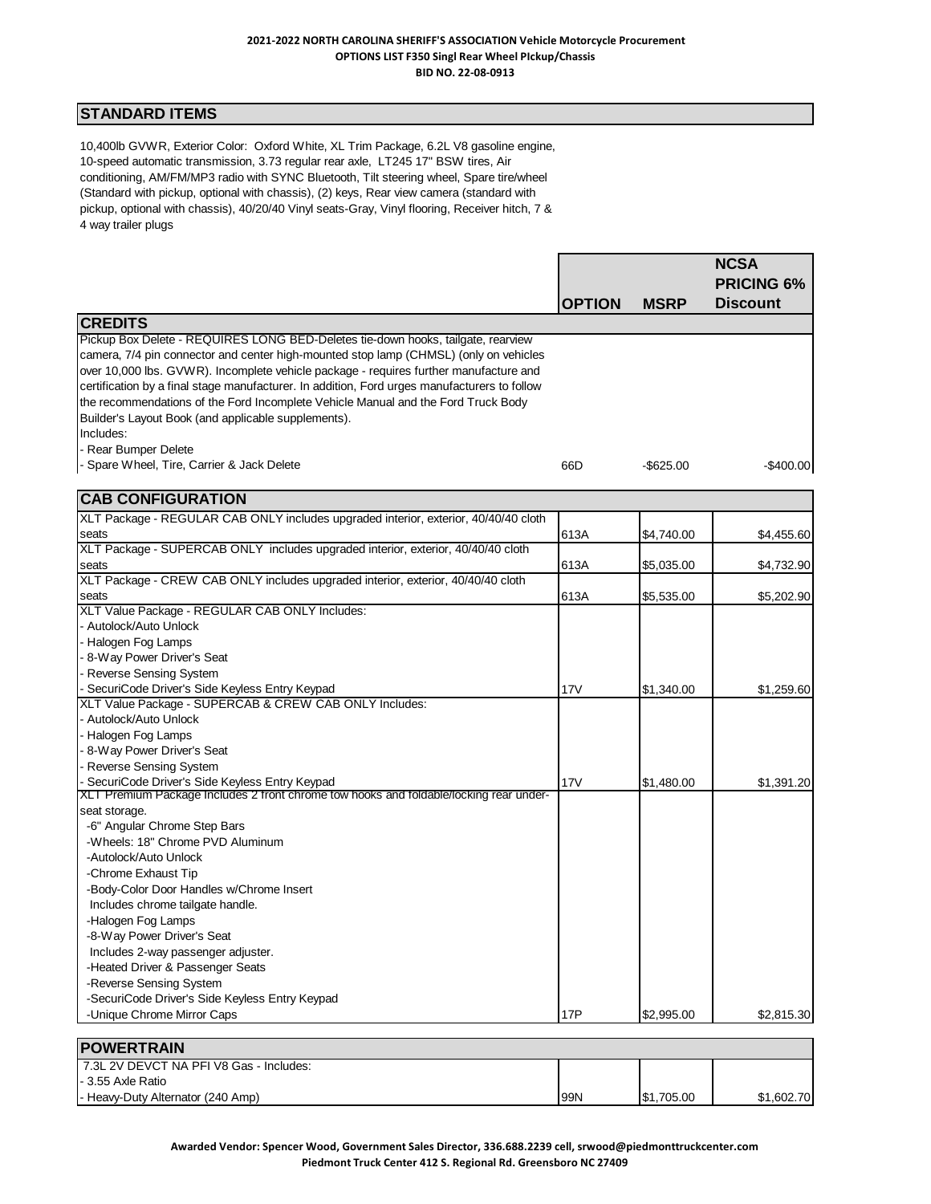**2021-2022 NORTH CAROLINA SHERIFF'S ASSOCIATION Vehicle Motorcycle Procurement**
**OPTIONS LIST F350 Singl Rear Wheel PIckup/Chassis**
**BID NO. 22-08-0913**

## STANDARD ITEMS

10,400lb GVWR, Exterior Color: Oxford White, XL Trim Package, 6.2L V8 gasoline engine, 10-speed automatic transmission, 3.73 regular rear axle, LT245 17" BSW tires, Air conditioning, AM/FM/MP3 radio with SYNC Bluetooth, Tilt steering wheel, Spare tire/wheel (Standard with pickup, optional with chassis), (2) keys, Rear view camera (standard with pickup, optional with chassis), 40/20/40 Vinyl seats-Gray, Vinyl flooring, Receiver hitch, 7 & 4 way trailer plugs

| | OPTION | MSRP | NCSA PRICING 6% Discount |
|---|---|---|---|
| **CREDITS** | | | |
| Pickup Box Delete - REQUIRES LONG BED-Deletes tie-down hooks, tailgate, rearview camera, 7/4 pin connector and center high-mounted stop lamp (CHMSL) (only on vehicles over 10,000 lbs. GVWR). Incomplete vehicle package - requires further manufacture and certification by a final stage manufacturer. In addition, Ford urges manufacturers to follow the recommendations of the Ford Incomplete Vehicle Manual and the Ford Truck Body Builder's Layout Book (and applicable supplements).<br>Includes:<br>- Rear Bumper Delete<br>- Spare Wheel, Tire, Carrier & Jack Delete | 66D | -$625.00 | -$400.00 |
| **CAB CONFIGURATION** | | | |
| XLT Package - REGULAR CAB ONLY includes upgraded interior, exterior, 40/40/40 cloth seats | 613A | $4,740.00 | $4,455.60 |
| XLT Package - SUPERCAB ONLY includes upgraded interior, exterior, 40/40/40 cloth seats | 613A | $5,035.00 | $4,732.90 |
| XLT Package - CREW CAB ONLY includes upgraded interior, exterior, 40/40/40 cloth seats | 613A | $5,535.00 | $5,202.90 |
| XLT Value Package - REGULAR CAB ONLY Includes:<br>- Autolock/Auto Unlock<br>- Halogen Fog Lamps<br>- 8-Way Power Driver's Seat<br>- Reverse Sensing System<br>- SecuriCode Driver's Side Keyless Entry Keypad | 17V | $1,340.00 | $1,259.60 |
| XLT Value Package - SUPERCAB & CREW CAB ONLY Includes:<br>- Autolock/Auto Unlock<br>- Halogen Fog Lamps<br>- 8-Way Power Driver's Seat<br>- Reverse Sensing System<br>- SecuriCode Driver's Side Keyless Entry Keypad | 17V | $1,480.00 | $1,391.20 |
| XLT Premium Package Includes 2 front chrome tow hooks and foldable/locking rear under-seat storage.<br>-6" Angular Chrome Step Bars<br>-Wheels: 18" Chrome PVD Aluminum<br>-Autolock/Auto Unlock<br>-Chrome Exhaust Tip<br>-Body-Color Door Handles w/Chrome Insert<br>Includes chrome tailgate handle.<br>-Halogen Fog Lamps<br>-8-Way Power Driver's Seat<br>Includes 2-way passenger adjuster.<br>-Heated Driver & Passenger Seats<br>-Reverse Sensing System<br>-SecuriCode Driver's Side Keyless Entry Keypad<br>-Unique Chrome Mirror Caps | 17P | $2,995.00 | $2,815.30 |
| **POWERTRAIN** | | | |
| 7.3L 2V DEVCT NA PFI V8 Gas - Includes:<br>- 3.55 Axle Ratio<br>- Heavy-Duty Alternator (240 Amp) | 99N | $1,705.00 | $1,602.70 |

**Awarded Vendor: Spencer Wood, Government Sales Director, 336.688.2239 cell, srwood@piedmonttruckcenter.com**
**Piedmont Truck Center 412 S. Regional Rd. Greensboro NC 27409**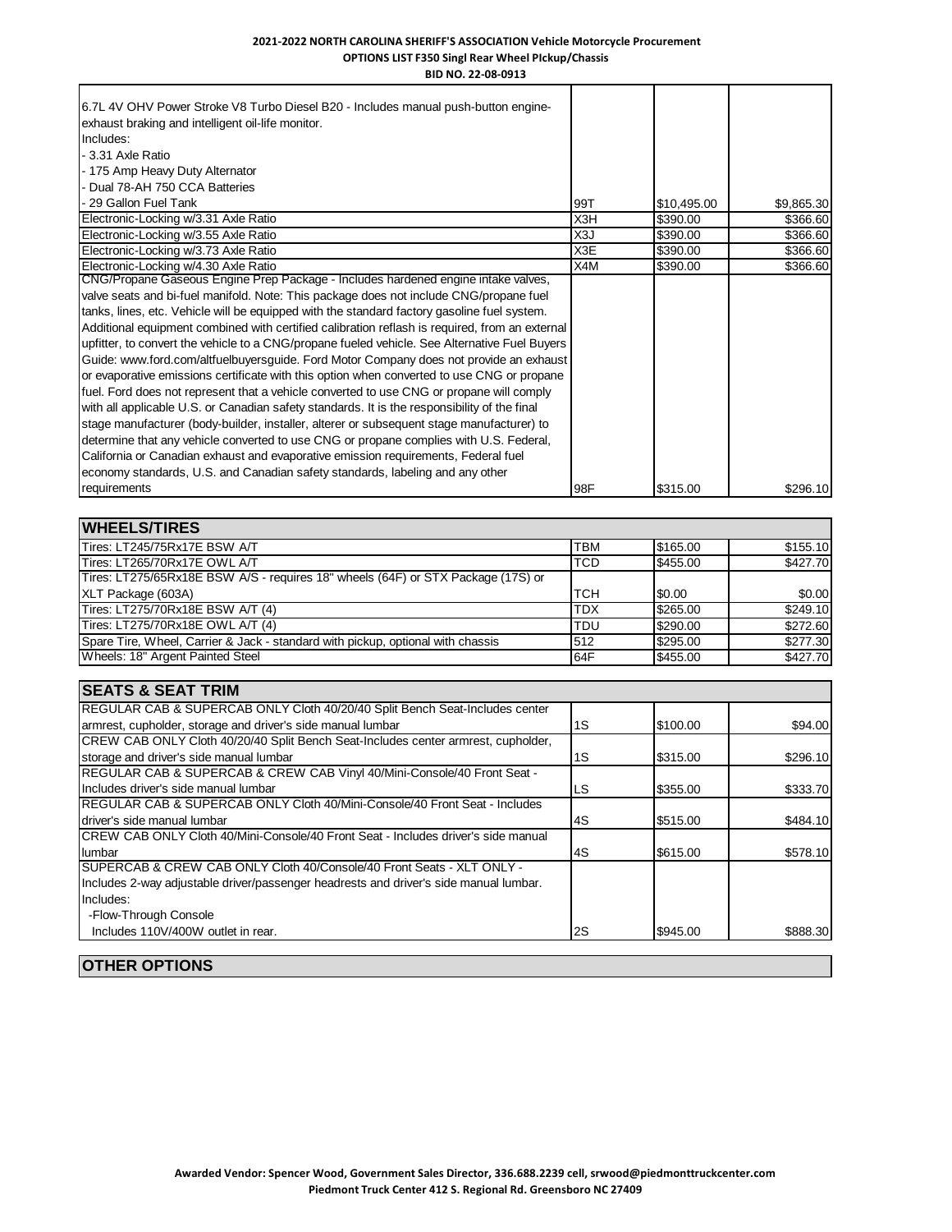**2021-2022 NORTH CAROLINA SHERIFF'S ASSOCIATION Vehicle Motorcycle Procurement**
**OPTIONS LIST F350 Singl Rear Wheel PIckup/Chassis**
**BID NO. 22-08-0913**

| | | | |
|---|---|---|---|
| 6.7L 4V OHV Power Stroke V8 Turbo Diesel B20 - Includes manual push-button engine-exhaust braking and intelligent oil-life monitor.<br>Includes:<br>- 3.31 Axle Ratio<br>- 175 Amp Heavy Duty Alternator<br>- Dual 78-AH 750 CCA Batteries<br>- 29 Gallon Fuel Tank | 99T | $10,495.00 | $9,865.30 |
| Electronic-Locking w/3.31 Axle Ratio | X3H | $390.00 | $366.60 |
| Electronic-Locking w/3.55 Axle Ratio | X3J | $390.00 | $366.60 |
| Electronic-Locking w/3.73 Axle Ratio | X3E | $390.00 | $366.60 |
| Electronic-Locking w/4.30 Axle Ratio | X4M | $390.00 | $366.60 |
| CNG/Propane Gaseous Engine Prep Package - Includes hardened engine intake valves, valve seats and bi-fuel manifold. Note: This package does not include CNG/propane fuel tanks, lines, etc. Vehicle will be equipped with the standard factory gasoline fuel system. Additional equipment combined with certified calibration reflash is required, from an external upfitter, to convert the vehicle to a CNG/propane fueled vehicle. See Alternative Fuel Buyers Guide: www.ford.com/altfuelbuyersguide. Ford Motor Company does not provide an exhaust or evaporative emissions certificate with this option when converted to use CNG or propane fuel. Ford does not represent that a vehicle converted to use CNG or propane will comply with all applicable U.S. or Canadian safety standards. It is the responsibility of the final stage manufacturer (body-builder, installer, alterer or subsequent stage manufacturer) to determine that any vehicle converted to use CNG or propane complies with U.S. Federal, California or Canadian exhaust and evaporative emission requirements, Federal fuel economy standards, U.S. and Canadian safety standards, labeling and any other requirements | 98F | $315.00 | $296.10 |

| **WHEELS/TIRES** | | | |
|---|---|---|---|
| Tires: LT245/75Rx17E BSW A/T | TBM | $165.00 | $155.10 |
| Tires: LT265/70Rx17E OWL A/T | TCD | $455.00 | $427.70 |
| Tires: LT275/65Rx18E BSW A/S - requires 18" wheels (64F) or STX Package (17S) or XLT Package (603A) | TCH | $0.00 | $0.00 |
| Tires: LT275/70Rx18E BSW A/T (4) | TDX | $265.00 | $249.10 |
| Tires: LT275/70Rx18E OWL A/T (4) | TDU | $290.00 | $272.60 |
| Spare Tire, Wheel, Carrier & Jack - standard with pickup, optional with chassis | 512 | $295.00 | $277.30 |
| Wheels: 18" Argent Painted Steel | 64F | $455.00 | $427.70 |

| **SEATS & SEAT TRIM** | | | |
|---|---|---|---|
| REGULAR CAB & SUPERCAB ONLY Cloth 40/20/40 Split Bench Seat-Includes center armrest, cupholder, storage and driver's side manual lumbar | 1S | $100.00 | $94.00 |
| CREW CAB ONLY Cloth 40/20/40 Split Bench Seat-Includes center armrest, cupholder, storage and driver's side manual lumbar | 1S | $315.00 | $296.10 |
| REGULAR CAB & SUPERCAB & CREW CAB Vinyl 40/Mini-Console/40 Front Seat - Includes driver's side manual lumbar | LS | $355.00 | $333.70 |
| REGULAR CAB & SUPERCAB ONLY Cloth 40/Mini-Console/40 Front Seat - Includes driver's side manual lumbar | 4S | $515.00 | $484.10 |
| CREW CAB ONLY Cloth 40/Mini-Console/40 Front Seat - Includes driver's side manual lumbar | 4S | $615.00 | $578.10 |
| SUPERCAB & CREW CAB ONLY Cloth 40/Console/40 Front Seats - XLT ONLY - Includes 2-way adjustable driver/passenger headrests and driver's side manual lumbar.<br>Includes:<br>-Flow-Through Console<br>Includes 110V/400W outlet in rear. | 2S | $945.00 | $888.30 |

| **OTHER OPTIONS** | | | |
|---|---|---|---|

**Awarded Vendor: Spencer Wood, Government Sales Director, 336.688.2239 cell, srwood@piedmonttruckcenter.com**
**Piedmont Truck Center 412 S. Regional Rd. Greensboro NC 27409**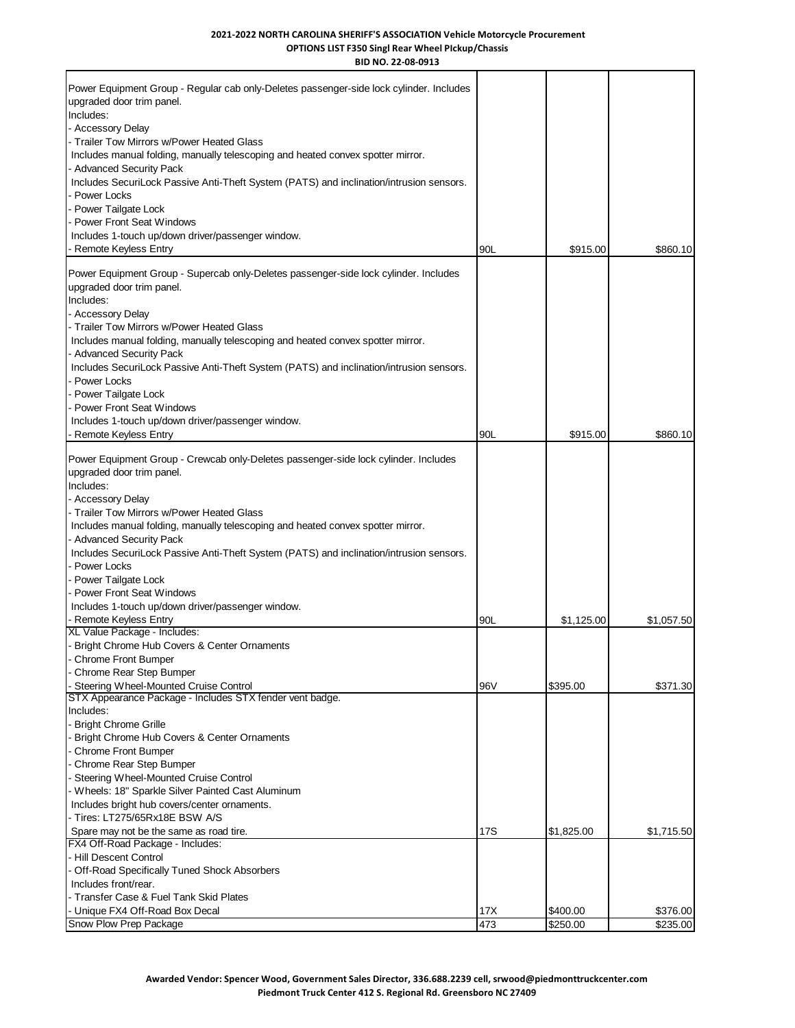**2021-2022 NORTH CAROLINA SHERIFF'S ASSOCIATION Vehicle Motorcycle Procurement**
**OPTIONS LIST F350 Singl Rear Wheel PIckup/Chassis**
**BID NO. 22-08-0913**

| Description | Code | MSRP | Price |
|---|---|---|---|
| Power Equipment Group - Regular cab only-Deletes passenger-side lock cylinder. Includes upgraded door trim panel.<br>Includes:<br>- Accessory Delay<br>- Trailer Tow Mirrors w/Power Heated Glass<br>Includes manual folding, manually telescoping and heated convex spotter mirror.<br>- Advanced Security Pack<br>Includes SecuriLock Passive Anti-Theft System (PATS) and inclination/intrusion sensors.<br>- Power Locks<br>- Power Tailgate Lock<br>- Power Front Seat Windows<br>Includes 1-touch up/down driver/passenger window.<br>- Remote Keyless Entry | 90L | $915.00 | $860.10 |
| Power Equipment Group - Supercab only-Deletes passenger-side lock cylinder. Includes upgraded door trim panel.<br>Includes:<br>- Accessory Delay<br>- Trailer Tow Mirrors w/Power Heated Glass<br>Includes manual folding, manually telescoping and heated convex spotter mirror.<br>- Advanced Security Pack<br>Includes SecuriLock Passive Anti-Theft System (PATS) and inclination/intrusion sensors.<br>- Power Locks<br>- Power Tailgate Lock<br>- Power Front Seat Windows<br>Includes 1-touch up/down driver/passenger window.<br>- Remote Keyless Entry | 90L | $915.00 | $860.10 |
| Power Equipment Group - Crewcab only-Deletes passenger-side lock cylinder. Includes upgraded door trim panel.<br>Includes:<br>- Accessory Delay<br>- Trailer Tow Mirrors w/Power Heated Glass<br>Includes manual folding, manually telescoping and heated convex spotter mirror.<br>- Advanced Security Pack<br>Includes SecuriLock Passive Anti-Theft System (PATS) and inclination/intrusion sensors.<br>- Power Locks<br>- Power Tailgate Lock<br>- Power Front Seat Windows<br>Includes 1-touch up/down driver/passenger window.<br>- Remote Keyless Entry | 90L | $1,125.00 | $1,057.50 |
| XL Value Package - Includes:<br>- Bright Chrome Hub Covers & Center Ornaments<br>- Chrome Front Bumper<br>- Chrome Rear Step Bumper<br>- Steering Wheel-Mounted Cruise Control | 96V | $395.00 | $371.30 |
| STX Appearance Package - Includes STX fender vent badge.<br>Includes:<br>- Bright Chrome Grille<br>- Bright Chrome Hub Covers & Center Ornaments<br>- Chrome Front Bumper<br>- Chrome Rear Step Bumper<br>- Steering Wheel-Mounted Cruise Control<br>- Wheels: 18" Sparkle Silver Painted Cast Aluminum<br>Includes bright hub covers/center ornaments.<br>- Tires: LT275/65Rx18E BSW A/S<br>Spare may not be the same as road tire. | 17S | $1,825.00 | $1,715.50 |
| FX4 Off-Road Package - Includes:<br>- Hill Descent Control<br>- Off-Road Specifically Tuned Shock Absorbers<br>Includes front/rear.<br>- Transfer Case & Fuel Tank Skid Plates<br>- Unique FX4 Off-Road Box Decal | 17X | $400.00 | $376.00 |
| Snow Plow Prep Package | 473 | $250.00 | $235.00 |

**Awarded Vendor: Spencer Wood, Government Sales Director, 336.688.2239 cell, srwood@piedmonttruckcenter.com**
**Piedmont Truck Center 412 S. Regional Rd. Greensboro NC 27409**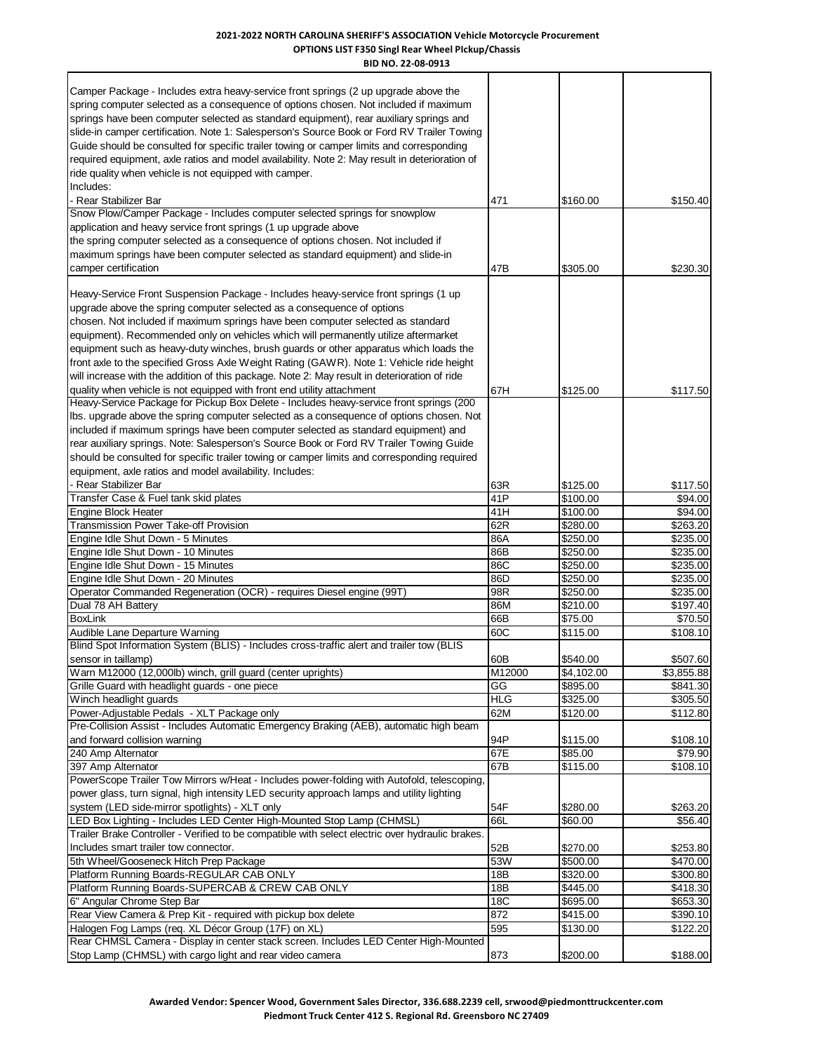**2021-2022 NORTH CAROLINA SHERIFF'S ASSOCIATION Vehicle Motorcycle Procurement**
**OPTIONS LIST F350 Singl Rear Wheel PIckup/Chassis**
**BID NO. 22-08-0913**

| | | | |
|---|---|---|---|
| Camper Package - Includes extra heavy-service front springs (2 up upgrade above the spring computer selected as a consequence of options chosen. Not included if maximum springs have been computer selected as standard equipment), rear auxiliary springs and slide-in camper certification. Note 1: Salesperson's Source Book or Ford RV Trailer Towing Guide should be consulted for specific trailer towing or camper limits and corresponding required equipment, axle ratios and model availability. Note 2: May result in deterioration of ride quality when vehicle is not equipped with camper. Includes: - Rear Stabilizer Bar | 471 | $160.00 | $150.40 |
| Snow Plow/Camper Package - Includes computer selected springs for snowplow application and heavy service front springs (1 up upgrade above the spring computer selected as a consequence of options chosen. Not included if maximum springs have been computer selected as standard equipment) and slide-in camper certification | 47B | $305.00 | $230.30 |
| Heavy-Service Front Suspension Package - Includes heavy-service front springs (1 up upgrade above the spring computer selected as a consequence of options chosen. Not included if maximum springs have been computer selected as standard equipment). Recommended only on vehicles which will permanently utilize aftermarket equipment such as heavy-duty winches, brush guards or other apparatus which loads the front axle to the specified Gross Axle Weight Rating (GAWR). Note 1: Vehicle ride height will increase with the addition of this package. Note 2: May result in deterioration of ride quality when vehicle is not equipped with front end utility attachment | 67H | $125.00 | $117.50 |
| Heavy-Service Package for Pickup Box Delete - Includes heavy-service front springs (200 lbs. upgrade above the spring computer selected as a consequence of options chosen. Not included if maximum springs have been computer selected as standard equipment) and rear auxiliary springs. Note: Salesperson's Source Book or Ford RV Trailer Towing Guide should be consulted for specific trailer towing or camper limits and corresponding required equipment, axle ratios and model availability. Includes: - Rear Stabilizer Bar | 63R | $125.00 | $117.50 |
| Transfer Case & Fuel tank skid plates | 41P | $100.00 | $94.00 |
| Engine Block Heater | 41H | $100.00 | $94.00 |
| Transmission Power Take-off Provision | 62R | $280.00 | $263.20 |
| Engine Idle Shut Down - 5 Minutes | 86A | $250.00 | $235.00 |
| Engine Idle Shut Down - 10 Minutes | 86B | $250.00 | $235.00 |
| Engine Idle Shut Down - 15 Minutes | 86C | $250.00 | $235.00 |
| Engine Idle Shut Down - 20 Minutes | 86D | $250.00 | $235.00 |
| Operator Commanded Regeneration (OCR) - requires Diesel engine (99T) | 98R | $250.00 | $235.00 |
| Dual 78 AH Battery | 86M | $210.00 | $197.40 |
| BoxLink | 66B | $75.00 | $70.50 |
| Audible Lane Departure Warning | 60C | $115.00 | $108.10 |
| Blind Spot Information System (BLIS) - Includes cross-traffic alert and trailer tow (BLIS sensor in taillamp) | 60B | $540.00 | $507.60 |
| Warn M12000 (12,000lb) winch, grill guard (center uprights) | M12000 | $4,102.00 | $3,855.88 |
| Grille Guard with headlight guards - one piece | GG | $895.00 | $841.30 |
| Winch headlight guards | HLG | $325.00 | $305.50 |
| Power-Adjustable Pedals - XLT Package only | 62M | $120.00 | $112.80 |
| Pre-Collision Assist - Includes Automatic Emergency Braking (AEB), automatic high beam and forward collision warning | 94P | $115.00 | $108.10 |
| 240 Amp Alternator | 67E | $85.00 | $79.90 |
| 397 Amp Alternator | 67B | $115.00 | $108.10 |
| PowerScope Trailer Tow Mirrors w/Heat - Includes power-folding with Autofold, telescoping, power glass, turn signal, high intensity LED security approach lamps and utility lighting system (LED side-mirror spotlights) - XLT only | 54F | $280.00 | $263.20 |
| LED Box Lighting - Includes LED Center High-Mounted Stop Lamp (CHMSL) | 66L | $60.00 | $56.40 |
| Trailer Brake Controller - Verified to be compatible with select electric over hydraulic brakes. Includes smart trailer tow connector. | 52B | $270.00 | $253.80 |
| 5th Wheel/Gooseneck Hitch Prep Package | 53W | $500.00 | $470.00 |
| Platform Running Boards-REGULAR CAB ONLY | 18B | $320.00 | $300.80 |
| Platform Running Boards-SUPERCAB & CREW CAB ONLY | 18B | $445.00 | $418.30 |
| 6" Angular Chrome Step Bar | 18C | $695.00 | $653.30 |
| Rear View Camera & Prep Kit - required with pickup box delete | 872 | $415.00 | $390.10 |
| Halogen Fog Lamps (req. XL Décor Group (17F) on XL) | 595 | $130.00 | $122.20 |
| Rear CHMSL Camera - Display in center stack screen. Includes LED Center High-Mounted Stop Lamp (CHMSL) with cargo light and rear video camera | 873 | $200.00 | $188.00 |

**Awarded Vendor: Spencer Wood, Government Sales Director, 336.688.2239 cell, srwood@piedmonttruckcenter.com**
**Piedmont Truck Center 412 S. Regional Rd. Greensboro NC 27409**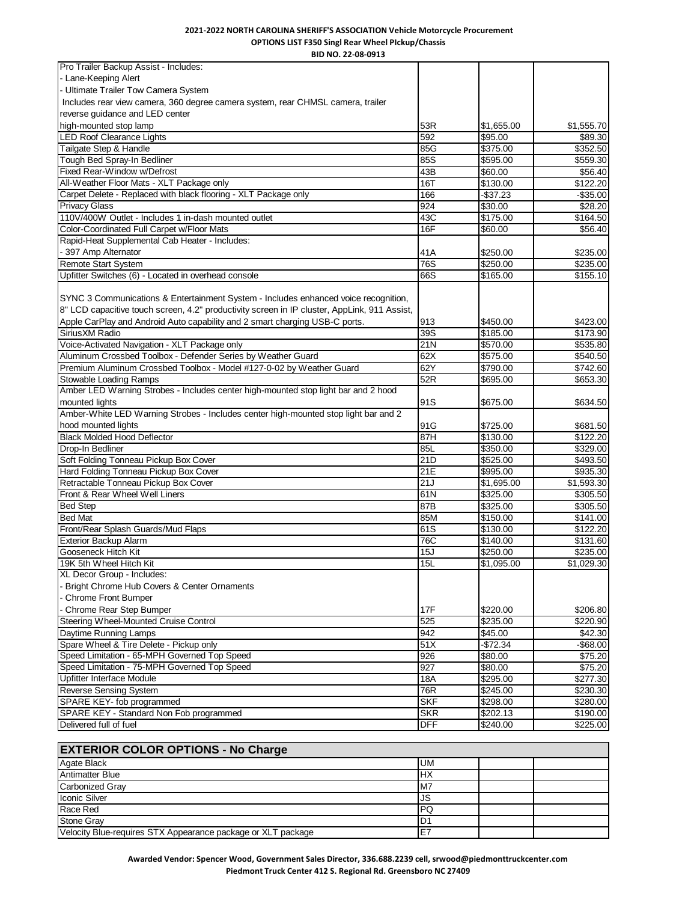**2021-2022 NORTH CAROLINA SHERIFF'S ASSOCIATION Vehicle Motorcycle Procurement**
**OPTIONS LIST F350 Singl Rear Wheel PIckup/Chassis**
**BID NO. 22-08-0913**

| | | | |
|---|---|---|---|
| Pro Trailer Backup Assist - Includes:<br>- Lane-Keeping Alert<br>- Ultimate Trailer Tow Camera System<br>Includes rear view camera, 360 degree camera system, rear CHMSL camera, trailer reverse guidance and LED center high-mounted stop lamp | 53R | $1,655.00 | $1,555.70 |
| LED Roof Clearance Lights | 592 | $95.00 | $89.30 |
| Tailgate Step & Handle | 85G | $375.00 | $352.50 |
| Tough Bed Spray-In Bedliner | 85S | $595.00 | $559.30 |
| Fixed Rear-Window w/Defrost | 43B | $60.00 | $56.40 |
| All-Weather Floor Mats - XLT Package only | 16T | $130.00 | $122.20 |
| Carpet Delete - Replaced with black flooring - XLT Package only | 166 | -$37.23 | -$35.00 |
| Privacy Glass | 924 | $30.00 | $28.20 |
| 110V/400W Outlet - Includes 1 in-dash mounted outlet | 43C | $175.00 | $164.50 |
| Color-Coordinated Full Carpet w/Floor Mats | 16F | $60.00 | $56.40 |
| Rapid-Heat Supplemental Cab Heater - Includes:<br>- 397 Amp Alternator | 41A | $250.00 | $235.00 |
| Remote Start System | 76S | $250.00 | $235.00 |
| Upfitter Switches (6) - Located in overhead console | 66S | $165.00 | $155.10 |
| SYNC 3 Communications & Entertainment System - Includes enhanced voice recognition, 8" LCD capacitive touch screen, 4.2" productivity screen in IP cluster, AppLink, 911 Assist, Apple CarPlay and Android Auto capability and 2 smart charging USB-C ports. | 913 | $450.00 | $423.00 |
| SiriusXM Radio | 39S | $185.00 | $173.90 |
| Voice-Activated Navigation - XLT Package only | 21N | $570.00 | $535.80 |
| Aluminum Crossbed Toolbox - Defender Series by Weather Guard | 62X | $575.00 | $540.50 |
| Premium Aluminum Crossbed Toolbox - Model #127-0-02 by Weather Guard | 62Y | $790.00 | $742.60 |
| Stowable Loading Ramps | 52R | $695.00 | $653.30 |
| Amber LED Warning Strobes - Includes center high-mounted stop light bar and 2 hood mounted lights | 91S | $675.00 | $634.50 |
| Amber-White LED Warning Strobes - Includes center high-mounted stop light bar and 2 hood mounted lights | 91G | $725.00 | $681.50 |
| Black Molded Hood Deflector | 87H | $130.00 | $122.20 |
| Drop-In Bedliner | 85L | $350.00 | $329.00 |
| Soft Folding Tonneau Pickup Box Cover | 21D | $525.00 | $493.50 |
| Hard Folding Tonneau Pickup Box Cover | 21E | $995.00 | $935.30 |
| Retractable Tonneau Pickup Box Cover | 21J | $1,695.00 | $1,593.30 |
| Front & Rear Wheel Well Liners | 61N | $325.00 | $305.50 |
| Bed Step | 87B | $325.00 | $305.50 |
| Bed Mat | 85M | $150.00 | $141.00 |
| Front/Rear Splash Guards/Mud Flaps | 61S | $130.00 | $122.20 |
| Exterior Backup Alarm | 76C | $140.00 | $131.60 |
| Gooseneck Hitch Kit | 15J | $250.00 | $235.00 |
| 19K 5th Wheel Hitch Kit | 15L | $1,095.00 | $1,029.30 |
| XL Decor Group - Includes:<br>- Bright Chrome Hub Covers & Center Ornaments<br>- Chrome Front Bumper<br>- Chrome Rear Step Bumper | 17F | $220.00 | $206.80 |
| Steering Wheel-Mounted Cruise Control | 525 | $235.00 | $220.90 |
| Daytime Running Lamps | 942 | $45.00 | $42.30 |
| Spare Wheel & Tire Delete - Pickup only | 51X | -$72.34 | -$68.00 |
| Speed Limitation - 65-MPH Governed Top Speed | 926 | $80.00 | $75.20 |
| Speed Limitation - 75-MPH Governed Top Speed | 927 | $80.00 | $75.20 |
| Upfitter Interface Module | 18A | $295.00 | $277.30 |
| Reverse Sensing System | 76R | $245.00 | $230.30 |
| SPARE KEY- fob programmed | SKF | $298.00 | $280.00 |
| SPARE KEY - Standard Non Fob programmed | SKR | $202.13 | $190.00 |
| Delivered full of fuel | DFF | $240.00 | $225.00 |

| **EXTERIOR COLOR OPTIONS - No Charge** | | | |
|---|---|---|---|
| Agate Black | UM | | |
| Antimatter Blue | HX | | |
| Carbonized Gray | M7 | | |
| Iconic Silver | JS | | |
| Race Red | PQ | | |
| Stone Gray | D1 | | |
| Velocity Blue-requires STX Appearance package or XLT package | E7 | | |

**Awarded Vendor: Spencer Wood, Government Sales Director, 336.688.2239 cell, srwood@piedmonttruckcenter.com**
**Piedmont Truck Center 412 S. Regional Rd. Greensboro NC 27409**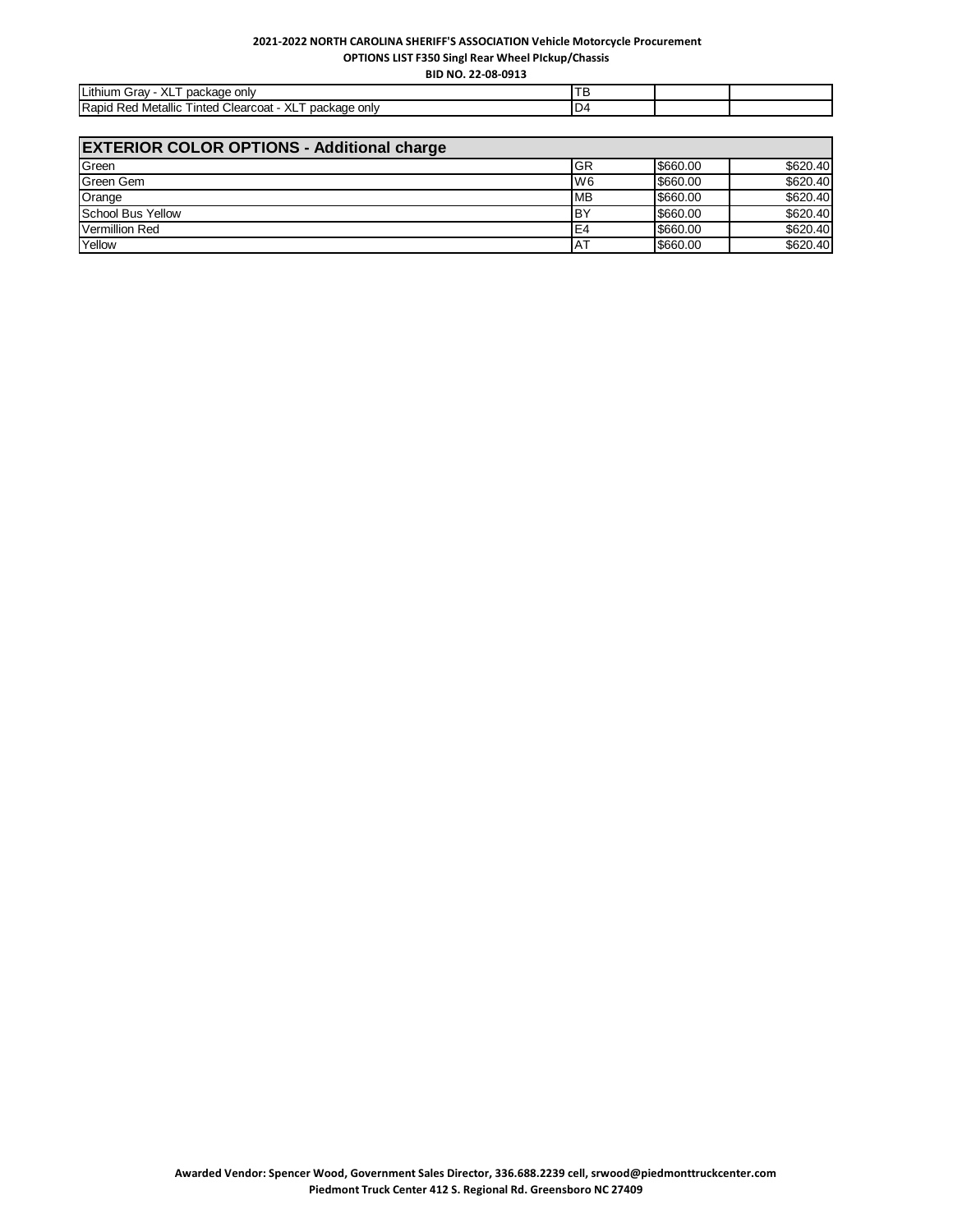**2021-2022 NORTH CAROLINA SHERIFF'S ASSOCIATION Vehicle Motorcycle Procurement**
**OPTIONS LIST F350 Singl Rear Wheel PIckup/Chassis**
**BID NO. 22-08-0913**

| | | | |
|---|---|---|---|
| Lithium Gray - XLT package only | TB | | |
| Rapid Red Metallic Tinted Clearcoat - XLT package only | D4 | | |

| **EXTERIOR COLOR OPTIONS - Additional charge** | | | |
|---|---|---|---|
| Green | GR | $660.00 | $620.40 |
| Green Gem | W6 | $660.00 | $620.40 |
| Orange | MB | $660.00 | $620.40 |
| School Bus Yellow | BY | $660.00 | $620.40 |
| Vermillion Red | E4 | $660.00 | $620.40 |
| Yellow | AT | $660.00 | $620.40 |

**Awarded Vendor: Spencer Wood, Government Sales Director, 336.688.2239 cell, srwood@piedmonttruckcenter.com**
**Piedmont Truck Center 412 S. Regional Rd. Greensboro NC 27409**